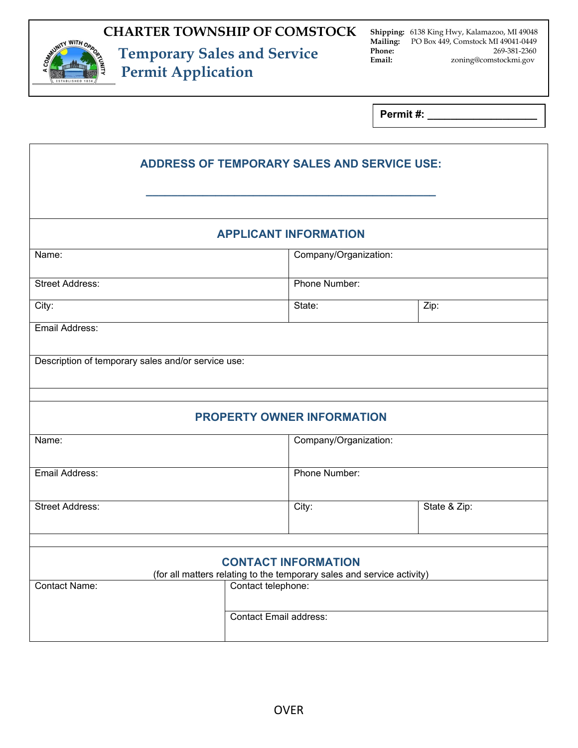# CHARTER TOWNSHIP OF COMSTOCK

## Temporary Sales and Service Permit Application

**Shipping:** 6138 King Hwy, Kalamazoo, MI 49048
**Mailing:** PO Box 449, Comstock MI 49041-0449
**Phone:** 269-381-2360
**Email:** zoning@comstockmi.gov

**Permit #: ___________________**

### ADDRESS OF TEMPORARY SALES AND SERVICE USE:

_______________________________________________

### APPLICANT INFORMATION

| Name: | Company/Organization: | |
|---|---|---|
| Street Address: | Phone Number: | |
| City: | State: | Zip: |
| Email Address: | | |
| Description of temporary sales and/or service use: | | |

### PROPERTY OWNER INFORMATION

| Name: | Company/Organization: | |
|---|---|---|
| Email Address: | Phone Number: | |
| Street Address: | City: | State & Zip: |

### CONTACT INFORMATION

(for all matters relating to the temporary sales and service activity)

| Contact Name: | Contact telephone: |
|---|---|
| | Contact Email address: |

OVER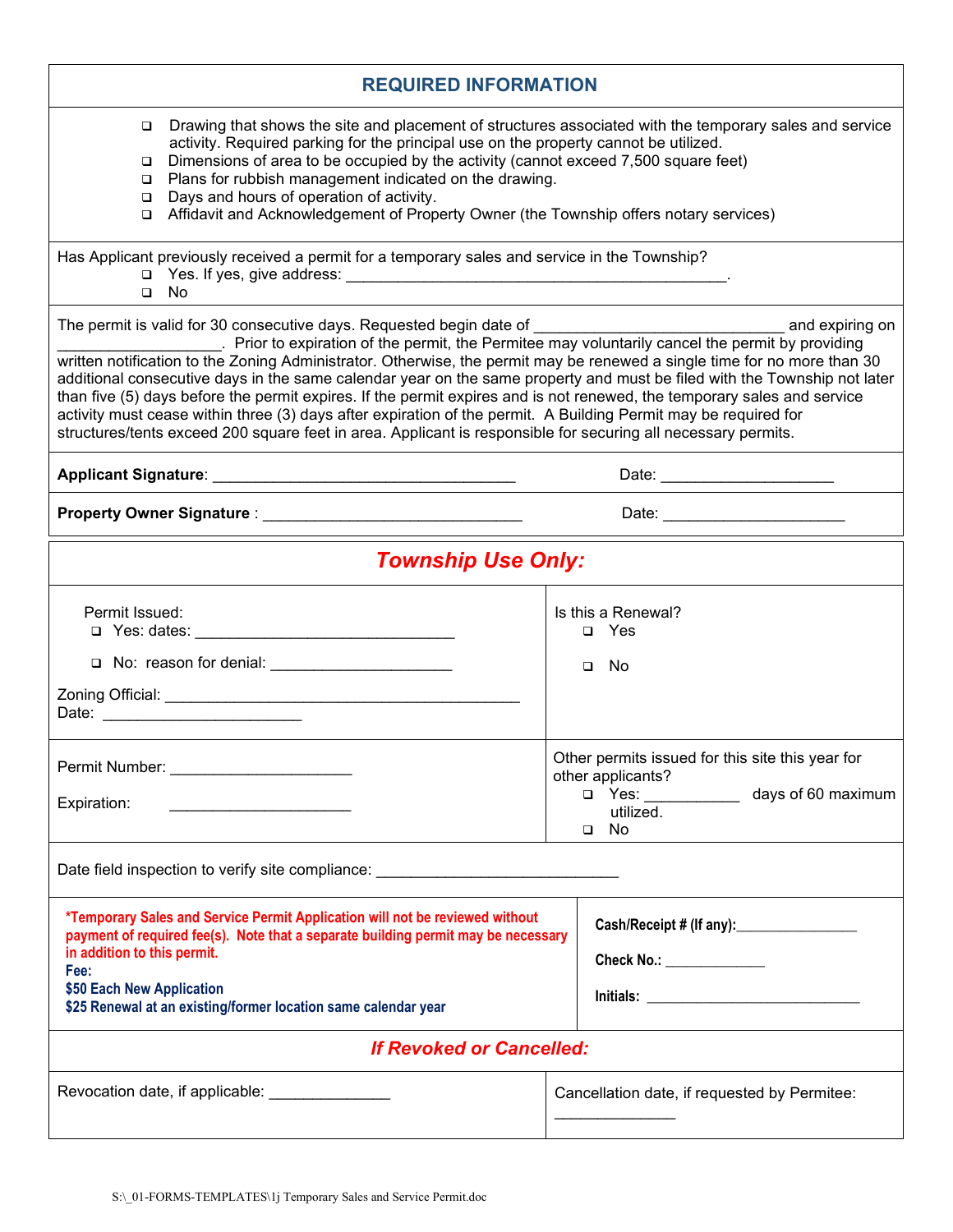## REQUIRED INFORMATION

- ☐ Drawing that shows the site and placement of structures associated with the temporary sales and service activity. Required parking for the principal use on the property cannot be utilized.
- ☐ Dimensions of area to be occupied by the activity (cannot exceed 7,500 square feet)
- ☐ Plans for rubbish management indicated on the drawing.
- ☐ Days and hours of operation of activity.
- ☐ Affidavit and Acknowledgement of Property Owner (the Township offers notary services)

Has Applicant previously received a permit for a temporary sales and service in the Township?

- ☐ Yes. If yes, give address: _____________________________________________.
- ☐ No

The permit is valid for 30 consecutive days. Requested begin date of ____________________________ and expiring on __________________. Prior to expiration of the permit, the Permitee may voluntarily cancel the permit by providing written notification to the Zoning Administrator. Otherwise, the permit may be renewed a single time for no more than 30 additional consecutive days in the same calendar year on the same property and must be filed with the Township not later than five (5) days before the permit expires. If the permit expires and is not renewed, the temporary sales and service activity must cease within three (3) days after expiration of the permit. A Building Permit may be required for structures/tents exceed 200 square feet in area. Applicant is responsible for securing all necessary permits.

**Applicant Signature**: ___________________________________ Date: ____________________

**Property Owner Signature** : ______________________________ Date: _____________________

## *Township Use Only:*

| | |
|---|---|
| Permit Issued:<br>☐ Yes: dates: ______________________________<br>☐ No: reason for denial: _____________________<br>Zoning Official: __________________________________________<br>Date: _______________________ | Is this a Renewal?<br>☐ Yes<br>☐ No |
| Permit Number: ____________________<br>Expiration: ____________________ | Other permits issued for this site this year for other applicants?<br>☐ Yes: ___________ days of 60 maximum utilized.<br>☐ No |

Date field inspection to verify site compliance: ____________________________

| | |
|---|---|
| ***Temporary Sales and Service Permit Application will not be reviewed without payment of required fee(s). Note that a separate building permit may be necessary in addition to this permit.**<br>**Fee:**<br>**$50 Each New Application**<br>**$25 Renewal at an existing/former location same calendar year** | **Cash/Receipt # (If any):**_______________<br>**Check No.:** ____________<br>**Initials:** __________________________ |

## *If Revoked or Cancelled:*

| | |
|---|---|
| Revocation date, if applicable: ______________ | Cancellation date, if requested by Permitee: ______________ |

S:\_01-FORMS-TEMPLATES\1j Temporary Sales and Service Permit.doc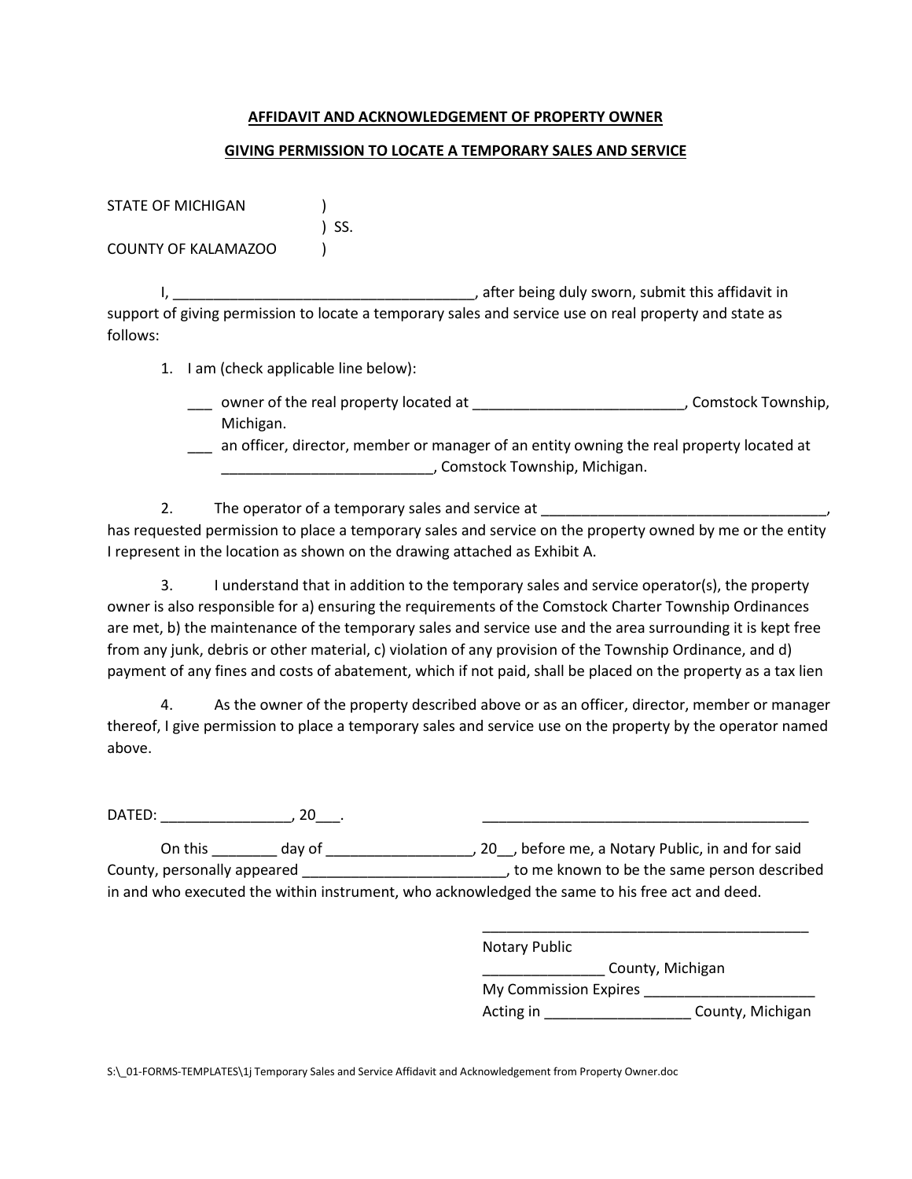**AFFIDAVIT AND ACKNOWLEDGEMENT OF PROPERTY OWNER**

**GIVING PERMISSION TO LOCATE A TEMPORARY SALES AND SERVICE**

STATE OF MICHIGAN )
) SS.
COUNTY OF KALAMAZOO )

I, ____________________________________, after being duly sworn, submit this affidavit in support of giving permission to locate a temporary sales and service use on real property and state as follows:

1. I am (check applicable line below):

   ___ owner of the real property located at _________________________, Comstock Township, Michigan.

   ___ an officer, director, member or manager of an entity owning the real property located at _________________________, Comstock Township, Michigan.

2. The operator of a temporary sales and service at __________________________________, has requested permission to place a temporary sales and service on the property owned by me or the entity I represent in the location as shown on the drawing attached as Exhibit A.

3. I understand that in addition to the temporary sales and service operator(s), the property owner is also responsible for a) ensuring the requirements of the Comstock Charter Township Ordinances are met, b) the maintenance of the temporary sales and service use and the area surrounding it is kept free from any junk, debris or other material, c) violation of any provision of the Township Ordinance, and d) payment of any fines and costs of abatement, which if not paid, shall be placed on the property as a tax lien

4. As the owner of the property described above or as an officer, director, member or manager thereof, I give permission to place a temporary sales and service use on the property by the operator named above.

DATED: ________________, 20___. ________________________________________

On this ________ day of __________________, 20__, before me, a Notary Public, in and for said County, personally appeared _________________________, to me known to be the same person described in and who executed the within instrument, who acknowledged the same to his free act and deed.

________________________________________
Notary Public
_______________ County, Michigan
My Commission Expires _____________________
Acting in __________________ County, Michigan

S:\_01-FORMS-TEMPLATES\1j Temporary Sales and Service Affidavit and Acknowledgement from Property Owner.doc